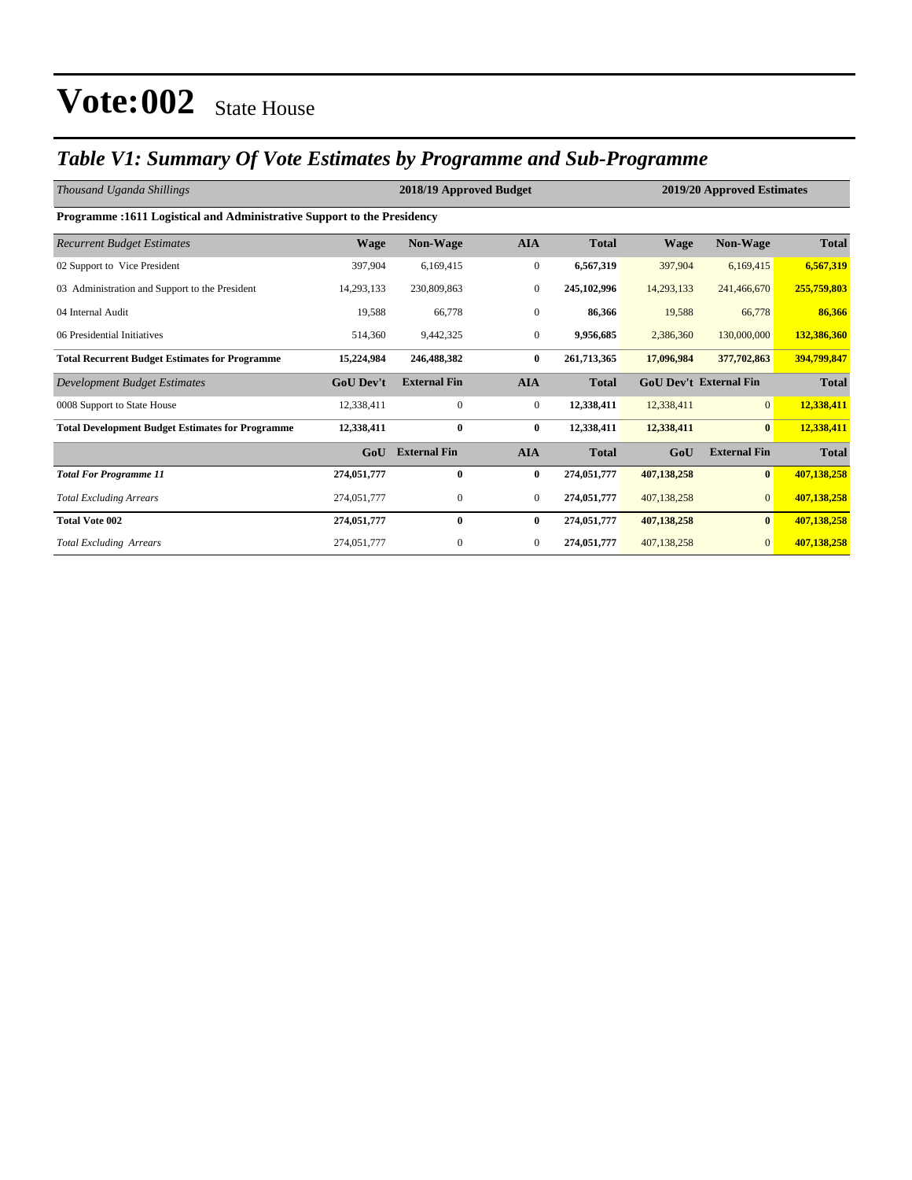# Vote:002 State House

## *Table V1: Summary Of Vote Estimates by Programme and Sub-Programme*

| *Thousand Uganda Shillings* | 2018/19 Approved Budget | | | | 2019/20 Approved Estimates | | |
|---|---|---|---|---|---|---|---|
| **Programme :1611 Logistical and Administrative Support to the Presidency** | | | | | | | |
| *Recurrent Budget Estimates* | **Wage** | **Non-Wage** | **AIA** | **Total** | **Wage** | **Non-Wage** | **Total** |
| 02 Support to Vice President | 397,904 | 6,169,415 | 0 | **6,567,319** | 397,904 | 6,169,415 | **6,567,319** |
| 03 Administration and Support to the President | 14,293,133 | 230,809,863 | 0 | **245,102,996** | 14,293,133 | 241,466,670 | **255,759,803** |
| 04 Internal Audit | 19,588 | 66,778 | 0 | **86,366** | 19,588 | 66,778 | **86,366** |
| 06 Presidential Initiatives | 514,360 | 9,442,325 | 0 | **9,956,685** | 2,386,360 | 130,000,000 | **132,386,360** |
| **Total Recurrent Budget Estimates for Programme** | **15,224,984** | **246,488,382** | **0** | **261,713,365** | **17,096,984** | **377,702,863** | **394,799,847** |
| *Development Budget Estimates* | **GoU Dev't** | **External Fin** | **AIA** | **Total** | **GoU Dev't** | **External Fin** | **Total** |
| 0008 Support to State House | 12,338,411 | 0 | 0 | **12,338,411** | 12,338,411 | 0 | **12,338,411** |
| **Total Development Budget Estimates for Programme** | **12,338,411** | **0** | **0** | **12,338,411** | **12,338,411** | **0** | **12,338,411** |
| | **GoU** | **External Fin** | **AIA** | **Total** | **GoU** | **External Fin** | **Total** |
| ***Total For Programme 11*** | **274,051,777** | **0** | **0** | **274,051,777** | **407,138,258** | **0** | **407,138,258** |
| *Total Excluding Arrears* | 274,051,777 | 0 | 0 | **274,051,777** | 407,138,258 | 0 | **407,138,258** |
| **Total Vote 002** | **274,051,777** | **0** | **0** | **274,051,777** | **407,138,258** | **0** | **407,138,258** |
| *Total Excluding Arrears* | 274,051,777 | 0 | 0 | **274,051,777** | 407,138,258 | 0 | **407,138,258** |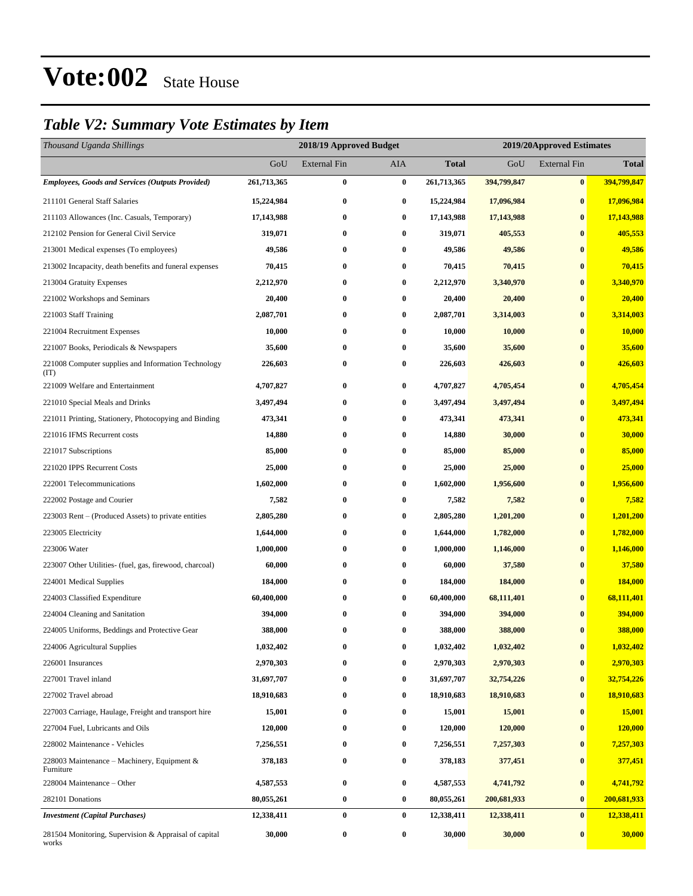# Vote:002 State House

## *Table V2: Summary Vote Estimates by Item*

| *Thousand Uganda Shillings* | 2018/19 Approved Budget | | | | 2019/20Approved Estimates | | |
|---|---|---|---|---|---|---|---|
| | GoU | External Fin | AIA | Total | GoU | External Fin | Total |
| ***Employees, Goods and Services (Outputs Provided)*** | **261,713,365** | **0** | **0** | **261,713,365** | **394,799,847** | **0** | **394,799,847** |
| 211101 General Staff Salaries | **15,224,984** | **0** | **0** | **15,224,984** | **17,096,984** | **0** | **17,096,984** |
| 211103 Allowances (Inc. Casuals, Temporary) | **17,143,988** | **0** | **0** | **17,143,988** | **17,143,988** | **0** | **17,143,988** |
| 212102 Pension for General Civil Service | **319,071** | **0** | **0** | **319,071** | **405,553** | **0** | **405,553** |
| 213001 Medical expenses (To employees) | **49,586** | **0** | **0** | **49,586** | **49,586** | **0** | **49,586** |
| 213002 Incapacity, death benefits and funeral expenses | **70,415** | **0** | **0** | **70,415** | **70,415** | **0** | **70,415** |
| 213004 Gratuity Expenses | **2,212,970** | **0** | **0** | **2,212,970** | **3,340,970** | **0** | **3,340,970** |
| 221002 Workshops and Seminars | **20,400** | **0** | **0** | **20,400** | **20,400** | **0** | **20,400** |
| 221003 Staff Training | **2,087,701** | **0** | **0** | **2,087,701** | **3,314,003** | **0** | **3,314,003** |
| 221004 Recruitment Expenses | **10,000** | **0** | **0** | **10,000** | **10,000** | **0** | **10,000** |
| 221007 Books, Periodicals & Newspapers | **35,600** | **0** | **0** | **35,600** | **35,600** | **0** | **35,600** |
| 221008 Computer supplies and Information Technology (IT) | **226,603** | **0** | **0** | **226,603** | **426,603** | **0** | **426,603** |
| 221009 Welfare and Entertainment | **4,707,827** | **0** | **0** | **4,707,827** | **4,705,454** | **0** | **4,705,454** |
| 221010 Special Meals and Drinks | **3,497,494** | **0** | **0** | **3,497,494** | **3,497,494** | **0** | **3,497,494** |
| 221011 Printing, Stationery, Photocopying and Binding | **473,341** | **0** | **0** | **473,341** | **473,341** | **0** | **473,341** |
| 221016 IFMS Recurrent costs | **14,880** | **0** | **0** | **14,880** | **30,000** | **0** | **30,000** |
| 221017 Subscriptions | **85,000** | **0** | **0** | **85,000** | **85,000** | **0** | **85,000** |
| 221020 IPPS Recurrent Costs | **25,000** | **0** | **0** | **25,000** | **25,000** | **0** | **25,000** |
| 222001 Telecommunications | **1,602,000** | **0** | **0** | **1,602,000** | **1,956,600** | **0** | **1,956,600** |
| 222002 Postage and Courier | **7,582** | **0** | **0** | **7,582** | **7,582** | **0** | **7,582** |
| 223003 Rent – (Produced Assets) to private entities | **2,805,280** | **0** | **0** | **2,805,280** | **1,201,200** | **0** | **1,201,200** |
| 223005 Electricity | **1,644,000** | **0** | **0** | **1,644,000** | **1,782,000** | **0** | **1,782,000** |
| 223006 Water | **1,000,000** | **0** | **0** | **1,000,000** | **1,146,000** | **0** | **1,146,000** |
| 223007 Other Utilities- (fuel, gas, firewood, charcoal) | **60,000** | **0** | **0** | **60,000** | **37,580** | **0** | **37,580** |
| 224001 Medical Supplies | **184,000** | **0** | **0** | **184,000** | **184,000** | **0** | **184,000** |
| 224003 Classified Expenditure | **60,400,000** | **0** | **0** | **60,400,000** | **68,111,401** | **0** | **68,111,401** |
| 224004 Cleaning and Sanitation | **394,000** | **0** | **0** | **394,000** | **394,000** | **0** | **394,000** |
| 224005 Uniforms, Beddings and Protective Gear | **388,000** | **0** | **0** | **388,000** | **388,000** | **0** | **388,000** |
| 224006 Agricultural Supplies | **1,032,402** | **0** | **0** | **1,032,402** | **1,032,402** | **0** | **1,032,402** |
| 226001 Insurances | **2,970,303** | **0** | **0** | **2,970,303** | **2,970,303** | **0** | **2,970,303** |
| 227001 Travel inland | **31,697,707** | **0** | **0** | **31,697,707** | **32,754,226** | **0** | **32,754,226** |
| 227002 Travel abroad | **18,910,683** | **0** | **0** | **18,910,683** | **18,910,683** | **0** | **18,910,683** |
| 227003 Carriage, Haulage, Freight and transport hire | **15,001** | **0** | **0** | **15,001** | **15,001** | **0** | **15,001** |
| 227004 Fuel, Lubricants and Oils | **120,000** | **0** | **0** | **120,000** | **120,000** | **0** | **120,000** |
| 228002 Maintenance - Vehicles | **7,256,551** | **0** | **0** | **7,256,551** | **7,257,303** | **0** | **7,257,303** |
| 228003 Maintenance – Machinery, Equipment & Furniture | **378,183** | **0** | **0** | **378,183** | **377,451** | **0** | **377,451** |
| 228004 Maintenance – Other | **4,587,553** | **0** | **0** | **4,587,553** | **4,741,792** | **0** | **4,741,792** |
| 282101 Donations | **80,055,261** | **0** | **0** | **80,055,261** | **200,681,933** | **0** | **200,681,933** |
| ***Investment (Capital Purchases)*** | **12,338,411** | **0** | **0** | **12,338,411** | **12,338,411** | **0** | **12,338,411** |
| 281504 Monitoring, Supervision & Appraisal of capital works | **30,000** | **0** | **0** | **30,000** | **30,000** | **0** | **30,000** |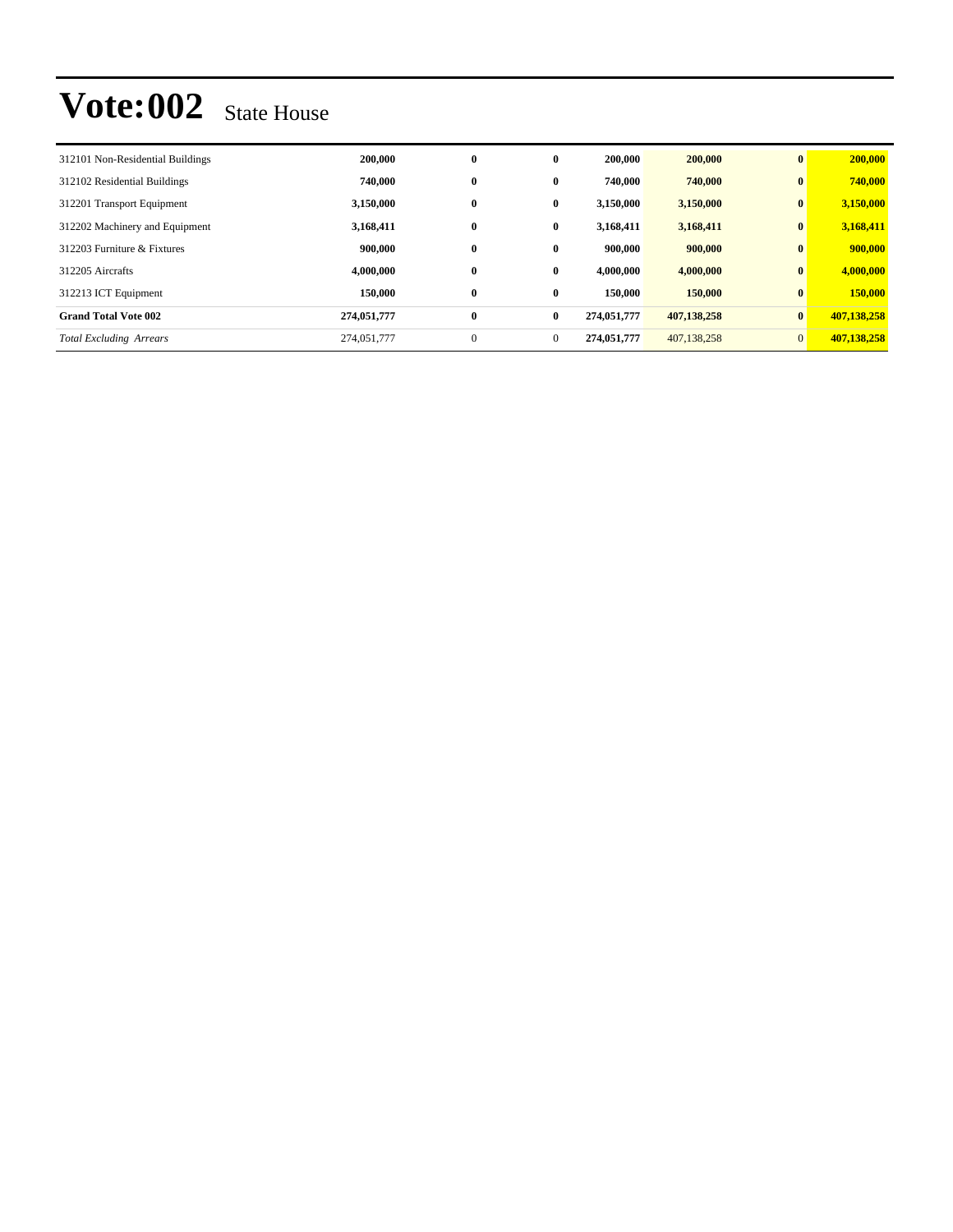# Vote:002 State House

| | | | | | | | |
|---|---|---|---|---|---|---|---|
| 312101 Non-Residential Buildings | **200,000** | **0** | **0** | **200,000** | **200,000** | **0** | **200,000** |
| 312102 Residential Buildings | **740,000** | **0** | **0** | **740,000** | **740,000** | **0** | **740,000** |
| 312201 Transport Equipment | **3,150,000** | **0** | **0** | **3,150,000** | **3,150,000** | **0** | **3,150,000** |
| 312202 Machinery and Equipment | **3,168,411** | **0** | **0** | **3,168,411** | **3,168,411** | **0** | **3,168,411** |
| 312203 Furniture & Fixtures | **900,000** | **0** | **0** | **900,000** | **900,000** | **0** | **900,000** |
| 312205 Aircrafts | **4,000,000** | **0** | **0** | **4,000,000** | **4,000,000** | **0** | **4,000,000** |
| 312213 ICT Equipment | **150,000** | **0** | **0** | **150,000** | **150,000** | **0** | **150,000** |
| **Grand Total Vote 002** | **274,051,777** | **0** | **0** | **274,051,777** | **407,138,258** | **0** | **407,138,258** |
| *Total Excluding Arrears* | 274,051,777 | 0 | 0 | **274,051,777** | 407,138,258 | 0 | **407,138,258** |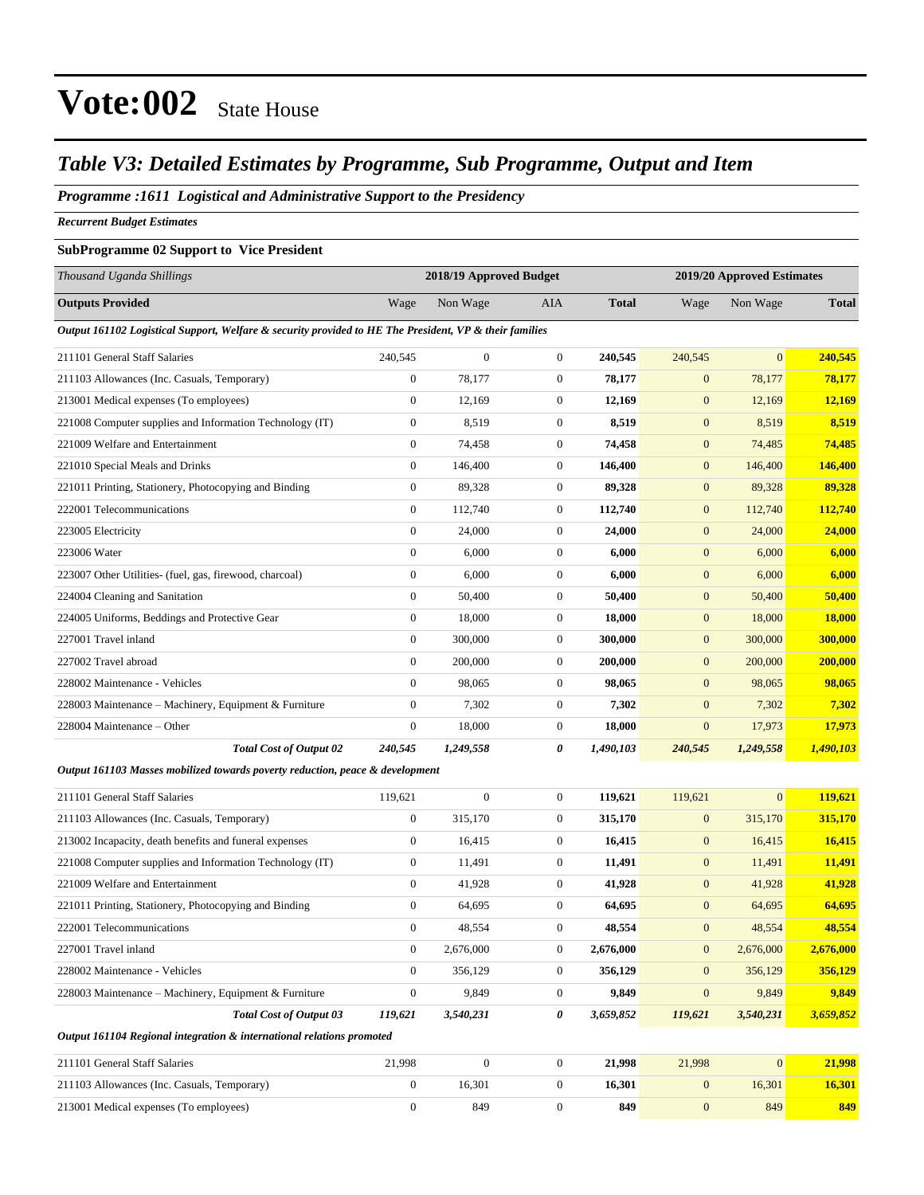# Vote:002 State House

## *Table V3: Detailed Estimates by Programme, Sub Programme, Output and Item*

***Programme :1611 Logistical and Administrative Support to the Presidency***

***Recurrent Budget Estimates***

**SubProgramme 02 Support to Vice President**

| *Thousand Uganda Shillings* | 2018/19 Approved Budget | | | | 2019/20 Approved Estimates | | |
|---|---|---|---|---|---|---|---|
| **Outputs Provided** | Wage | Non Wage | AIA | **Total** | Wage | Non Wage | **Total** |
| ***Output 161102 Logistical Support, Welfare & security provided to HE The President, VP & their families*** | | | | | | | |
| 211101 General Staff Salaries | 240,545 | 0 | 0 | **240,545** | 240,545 | 0 | **240,545** |
| 211103 Allowances (Inc. Casuals, Temporary) | 0 | 78,177 | 0 | **78,177** | 0 | 78,177 | **78,177** |
| 213001 Medical expenses (To employees) | 0 | 12,169 | 0 | **12,169** | 0 | 12,169 | **12,169** |
| 221008 Computer supplies and Information Technology (IT) | 0 | 8,519 | 0 | **8,519** | 0 | 8,519 | **8,519** |
| 221009 Welfare and Entertainment | 0 | 74,458 | 0 | **74,458** | 0 | 74,485 | **74,485** |
| 221010 Special Meals and Drinks | 0 | 146,400 | 0 | **146,400** | 0 | 146,400 | **146,400** |
| 221011 Printing, Stationery, Photocopying and Binding | 0 | 89,328 | 0 | **89,328** | 0 | 89,328 | **89,328** |
| 222001 Telecommunications | 0 | 112,740 | 0 | **112,740** | 0 | 112,740 | **112,740** |
| 223005 Electricity | 0 | 24,000 | 0 | **24,000** | 0 | 24,000 | **24,000** |
| 223006 Water | 0 | 6,000 | 0 | **6,000** | 0 | 6,000 | **6,000** |
| 223007 Other Utilities- (fuel, gas, firewood, charcoal) | 0 | 6,000 | 0 | **6,000** | 0 | 6,000 | **6,000** |
| 224004 Cleaning and Sanitation | 0 | 50,400 | 0 | **50,400** | 0 | 50,400 | **50,400** |
| 224005 Uniforms, Beddings and Protective Gear | 0 | 18,000 | 0 | **18,000** | 0 | 18,000 | **18,000** |
| 227001 Travel inland | 0 | 300,000 | 0 | **300,000** | 0 | 300,000 | **300,000** |
| 227002 Travel abroad | 0 | 200,000 | 0 | **200,000** | 0 | 200,000 | **200,000** |
| 228002 Maintenance - Vehicles | 0 | 98,065 | 0 | **98,065** | 0 | 98,065 | **98,065** |
| 228003 Maintenance – Machinery, Equipment & Furniture | 0 | 7,302 | 0 | **7,302** | 0 | 7,302 | **7,302** |
| 228004 Maintenance – Other | 0 | 18,000 | 0 | **18,000** | 0 | 17,973 | **17,973** |
| ***Total Cost of Output 02*** | ***240,545*** | ***1,249,558*** | ***0*** | ***1,490,103*** | ***240,545*** | ***1,249,558*** | ***1,490,103*** |
| ***Output 161103 Masses mobilized towards poverty reduction, peace & development*** | | | | | | | |
| 211101 General Staff Salaries | 119,621 | 0 | 0 | **119,621** | 119,621 | 0 | **119,621** |
| 211103 Allowances (Inc. Casuals, Temporary) | 0 | 315,170 | 0 | **315,170** | 0 | 315,170 | **315,170** |
| 213002 Incapacity, death benefits and funeral expenses | 0 | 16,415 | 0 | **16,415** | 0 | 16,415 | **16,415** |
| 221008 Computer supplies and Information Technology (IT) | 0 | 11,491 | 0 | **11,491** | 0 | 11,491 | **11,491** |
| 221009 Welfare and Entertainment | 0 | 41,928 | 0 | **41,928** | 0 | 41,928 | **41,928** |
| 221011 Printing, Stationery, Photocopying and Binding | 0 | 64,695 | 0 | **64,695** | 0 | 64,695 | **64,695** |
| 222001 Telecommunications | 0 | 48,554 | 0 | **48,554** | 0 | 48,554 | **48,554** |
| 227001 Travel inland | 0 | 2,676,000 | 0 | **2,676,000** | 0 | 2,676,000 | **2,676,000** |
| 228002 Maintenance - Vehicles | 0 | 356,129 | 0 | **356,129** | 0 | 356,129 | **356,129** |
| 228003 Maintenance – Machinery, Equipment & Furniture | 0 | 9,849 | 0 | **9,849** | 0 | 9,849 | **9,849** |
| ***Total Cost of Output 03*** | ***119,621*** | ***3,540,231*** | ***0*** | ***3,659,852*** | ***119,621*** | ***3,540,231*** | ***3,659,852*** |
| ***Output 161104 Regional integration & international relations promoted*** | | | | | | | |
| 211101 General Staff Salaries | 21,998 | 0 | 0 | **21,998** | 21,998 | 0 | **21,998** |
| 211103 Allowances (Inc. Casuals, Temporary) | 0 | 16,301 | 0 | **16,301** | 0 | 16,301 | **16,301** |
| 213001 Medical expenses (To employees) | 0 | 849 | 0 | **849** | 0 | 849 | **849** |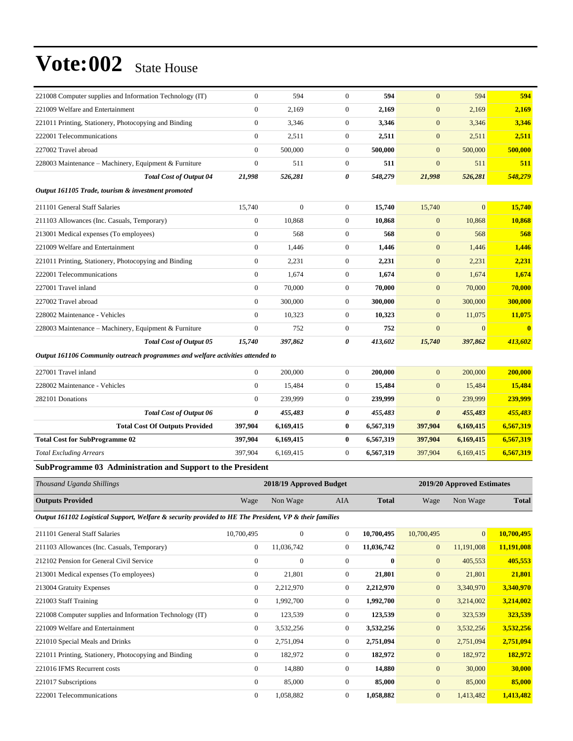# Vote:002 State House

| | | | | | | | |
|---|---|---|---|---|---|---|---|
| 221008 Computer supplies and Information Technology (IT) | 0 | 594 | 0 | **594** | 0 | 594 | **594** |
| 221009 Welfare and Entertainment | 0 | 2,169 | 0 | **2,169** | 0 | 2,169 | **2,169** |
| 221011 Printing, Stationery, Photocopying and Binding | 0 | 3,346 | 0 | **3,346** | 0 | 3,346 | **3,346** |
| 222001 Telecommunications | 0 | 2,511 | 0 | **2,511** | 0 | 2,511 | **2,511** |
| 227002 Travel abroad | 0 | 500,000 | 0 | **500,000** | 0 | 500,000 | **500,000** |
| 228003 Maintenance – Machinery, Equipment & Furniture | 0 | 511 | 0 | **511** | 0 | 511 | **511** |
| ***Total Cost of Output 04*** | ***21,998*** | ***526,281*** | ***0*** | ***548,279*** | ***21,998*** | ***526,281*** | ***548,279*** |
| ***Output 161105 Trade, tourism & investment promoted*** | | | | | | | |
| 211101 General Staff Salaries | 15,740 | 0 | 0 | **15,740** | 15,740 | 0 | **15,740** |
| 211103 Allowances (Inc. Casuals, Temporary) | 0 | 10,868 | 0 | **10,868** | 0 | 10,868 | **10,868** |
| 213001 Medical expenses (To employees) | 0 | 568 | 0 | **568** | 0 | 568 | **568** |
| 221009 Welfare and Entertainment | 0 | 1,446 | 0 | **1,446** | 0 | 1,446 | **1,446** |
| 221011 Printing, Stationery, Photocopying and Binding | 0 | 2,231 | 0 | **2,231** | 0 | 2,231 | **2,231** |
| 222001 Telecommunications | 0 | 1,674 | 0 | **1,674** | 0 | 1,674 | **1,674** |
| 227001 Travel inland | 0 | 70,000 | 0 | **70,000** | 0 | 70,000 | **70,000** |
| 227002 Travel abroad | 0 | 300,000 | 0 | **300,000** | 0 | 300,000 | **300,000** |
| 228002 Maintenance - Vehicles | 0 | 10,323 | 0 | **10,323** | 0 | 11,075 | **11,075** |
| 228003 Maintenance – Machinery, Equipment & Furniture | 0 | 752 | 0 | **752** | 0 | 0 | **0** |
| ***Total Cost of Output 05*** | ***15,740*** | ***397,862*** | ***0*** | ***413,602*** | ***15,740*** | ***397,862*** | ***413,602*** |
| ***Output 161106 Community outreach programmes and welfare activities attended to*** | | | | | | | |
| 227001 Travel inland | 0 | 200,000 | 0 | **200,000** | 0 | 200,000 | **200,000** |
| 228002 Maintenance - Vehicles | 0 | 15,484 | 0 | **15,484** | 0 | 15,484 | **15,484** |
| 282101 Donations | 0 | 239,999 | 0 | **239,999** | 0 | 239,999 | **239,999** |
| ***Total Cost of Output 06*** | ***0*** | ***455,483*** | ***0*** | ***455,483*** | ***0*** | ***455,483*** | ***455,483*** |
| **Total Cost Of Outputs Provided** | **397,904** | **6,169,415** | **0** | **6,567,319** | **397,904** | **6,169,415** | **6,567,319** |
| **Total Cost for SubProgramme 02** | **397,904** | **6,169,415** | **0** | **6,567,319** | **397,904** | **6,169,415** | **6,567,319** |
| *Total Excluding Arrears* | 397,904 | 6,169,415 | 0 | **6,567,319** | 397,904 | 6,169,415 | **6,567,319** |

### SubProgramme 03 Administration and Support to the President

| *Thousand Uganda Shillings* | 2018/19 Approved Budget | | | | 2019/20 Approved Estimates | | |
|---|---|---|---|---|---|---|---|
| **Outputs Provided** | Wage | Non Wage | AIA | **Total** | Wage | Non Wage | **Total** |
| ***Output 161102 Logistical Support, Welfare & security provided to HE The President, VP & their families*** | | | | | | | |
| 211101 General Staff Salaries | 10,700,495 | 0 | 0 | **10,700,495** | 10,700,495 | 0 | **10,700,495** |
| 211103 Allowances (Inc. Casuals, Temporary) | 0 | 11,036,742 | 0 | **11,036,742** | 0 | 11,191,008 | **11,191,008** |
| 212102 Pension for General Civil Service | 0 | 0 | 0 | **0** | 0 | 405,553 | **405,553** |
| 213001 Medical expenses (To employees) | 0 | 21,801 | 0 | **21,801** | 0 | 21,801 | **21,801** |
| 213004 Gratuity Expenses | 0 | 2,212,970 | 0 | **2,212,970** | 0 | 3,340,970 | **3,340,970** |
| 221003 Staff Training | 0 | 1,992,700 | 0 | **1,992,700** | 0 | 3,214,002 | **3,214,002** |
| 221008 Computer supplies and Information Technology (IT) | 0 | 123,539 | 0 | **123,539** | 0 | 323,539 | **323,539** |
| 221009 Welfare and Entertainment | 0 | 3,532,256 | 0 | **3,532,256** | 0 | 3,532,256 | **3,532,256** |
| 221010 Special Meals and Drinks | 0 | 2,751,094 | 0 | **2,751,094** | 0 | 2,751,094 | **2,751,094** |
| 221011 Printing, Stationery, Photocopying and Binding | 0 | 182,972 | 0 | **182,972** | 0 | 182,972 | **182,972** |
| 221016 IFMS Recurrent costs | 0 | 14,880 | 0 | **14,880** | 0 | 30,000 | **30,000** |
| 221017 Subscriptions | 0 | 85,000 | 0 | **85,000** | 0 | 85,000 | **85,000** |
| 222001 Telecommunications | 0 | 1,058,882 | 0 | **1,058,882** | 0 | 1,413,482 | **1,413,482** |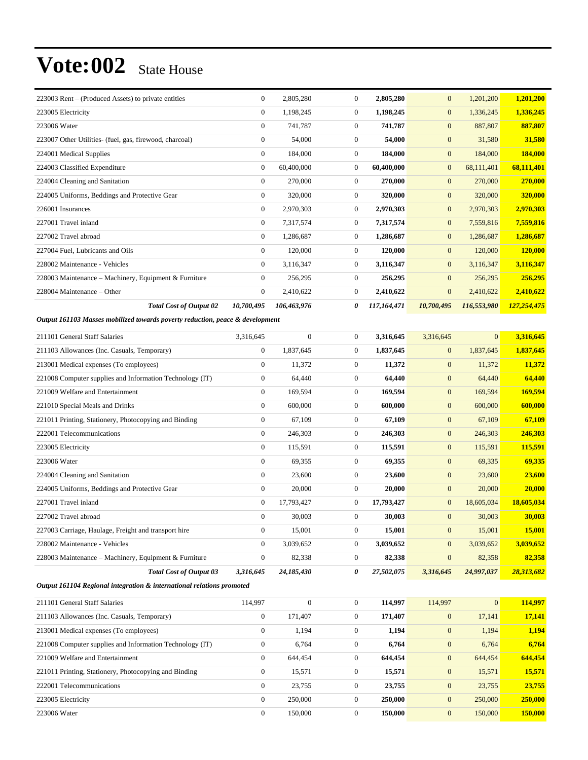# Vote:002 State House

| | | | | | | | |
|---|---|---|---|---|---|---|---|
| 223003 Rent – (Produced Assets) to private entities | 0 | 2,805,280 | 0 | **2,805,280** | 0 | 1,201,200 | **1,201,200** |
| 223005 Electricity | 0 | 1,198,245 | 0 | **1,198,245** | 0 | 1,336,245 | **1,336,245** |
| 223006 Water | 0 | 741,787 | 0 | **741,787** | 0 | 887,807 | **887,807** |
| 223007 Other Utilities- (fuel, gas, firewood, charcoal) | 0 | 54,000 | 0 | **54,000** | 0 | 31,580 | **31,580** |
| 224001 Medical Supplies | 0 | 184,000 | 0 | **184,000** | 0 | 184,000 | **184,000** |
| 224003 Classified Expenditure | 0 | 60,400,000 | 0 | **60,400,000** | 0 | 68,111,401 | **68,111,401** |
| 224004 Cleaning and Sanitation | 0 | 270,000 | 0 | **270,000** | 0 | 270,000 | **270,000** |
| 224005 Uniforms, Beddings and Protective Gear | 0 | 320,000 | 0 | **320,000** | 0 | 320,000 | **320,000** |
| 226001 Insurances | 0 | 2,970,303 | 0 | **2,970,303** | 0 | 2,970,303 | **2,970,303** |
| 227001 Travel inland | 0 | 7,317,574 | 0 | **7,317,574** | 0 | 7,559,816 | **7,559,816** |
| 227002 Travel abroad | 0 | 1,286,687 | 0 | **1,286,687** | 0 | 1,286,687 | **1,286,687** |
| 227004 Fuel, Lubricants and Oils | 0 | 120,000 | 0 | **120,000** | 0 | 120,000 | **120,000** |
| 228002 Maintenance - Vehicles | 0 | 3,116,347 | 0 | **3,116,347** | 0 | 3,116,347 | **3,116,347** |
| 228003 Maintenance – Machinery, Equipment & Furniture | 0 | 256,295 | 0 | **256,295** | 0 | 256,295 | **256,295** |
| 228004 Maintenance – Other | 0 | 2,410,622 | 0 | **2,410,622** | 0 | 2,410,622 | **2,410,622** |
| ***Total Cost of Output 02*** | ***10,700,495*** | ***106,463,976*** | ***0*** | ***117,164,471*** | ***10,700,495*** | ***116,553,980*** | ***127,254,475*** |
| ***Output 161103 Masses mobilized towards poverty reduction, peace & development*** | | | | | | | |
| 211101 General Staff Salaries | 3,316,645 | 0 | 0 | **3,316,645** | 3,316,645 | 0 | **3,316,645** |
| 211103 Allowances (Inc. Casuals, Temporary) | 0 | 1,837,645 | 0 | **1,837,645** | 0 | 1,837,645 | **1,837,645** |
| 213001 Medical expenses (To employees) | 0 | 11,372 | 0 | **11,372** | 0 | 11,372 | **11,372** |
| 221008 Computer supplies and Information Technology (IT) | 0 | 64,440 | 0 | **64,440** | 0 | 64,440 | **64,440** |
| 221009 Welfare and Entertainment | 0 | 169,594 | 0 | **169,594** | 0 | 169,594 | **169,594** |
| 221010 Special Meals and Drinks | 0 | 600,000 | 0 | **600,000** | 0 | 600,000 | **600,000** |
| 221011 Printing, Stationery, Photocopying and Binding | 0 | 67,109 | 0 | **67,109** | 0 | 67,109 | **67,109** |
| 222001 Telecommunications | 0 | 246,303 | 0 | **246,303** | 0 | 246,303 | **246,303** |
| 223005 Electricity | 0 | 115,591 | 0 | **115,591** | 0 | 115,591 | **115,591** |
| 223006 Water | 0 | 69,355 | 0 | **69,355** | 0 | 69,335 | **69,335** |
| 224004 Cleaning and Sanitation | 0 | 23,600 | 0 | **23,600** | 0 | 23,600 | **23,600** |
| 224005 Uniforms, Beddings and Protective Gear | 0 | 20,000 | 0 | **20,000** | 0 | 20,000 | **20,000** |
| 227001 Travel inland | 0 | 17,793,427 | 0 | **17,793,427** | 0 | 18,605,034 | **18,605,034** |
| 227002 Travel abroad | 0 | 30,003 | 0 | **30,003** | 0 | 30,003 | **30,003** |
| 227003 Carriage, Haulage, Freight and transport hire | 0 | 15,001 | 0 | **15,001** | 0 | 15,001 | **15,001** |
| 228002 Maintenance - Vehicles | 0 | 3,039,652 | 0 | **3,039,652** | 0 | 3,039,652 | **3,039,652** |
| 228003 Maintenance – Machinery, Equipment & Furniture | 0 | 82,338 | 0 | **82,338** | 0 | 82,358 | **82,358** |
| ***Total Cost of Output 03*** | ***3,316,645*** | ***24,185,430*** | ***0*** | ***27,502,075*** | ***3,316,645*** | ***24,997,037*** | ***28,313,682*** |
| ***Output 161104 Regional integration & international relations promoted*** | | | | | | | |
| 211101 General Staff Salaries | 114,997 | 0 | 0 | **114,997** | 114,997 | 0 | **114,997** |
| 211103 Allowances (Inc. Casuals, Temporary) | 0 | 171,407 | 0 | **171,407** | 0 | 17,141 | **17,141** |
| 213001 Medical expenses (To employees) | 0 | 1,194 | 0 | **1,194** | 0 | 1,194 | **1,194** |
| 221008 Computer supplies and Information Technology (IT) | 0 | 6,764 | 0 | **6,764** | 0 | 6,764 | **6,764** |
| 221009 Welfare and Entertainment | 0 | 644,454 | 0 | **644,454** | 0 | 644,454 | **644,454** |
| 221011 Printing, Stationery, Photocopying and Binding | 0 | 15,571 | 0 | **15,571** | 0 | 15,571 | **15,571** |
| 222001 Telecommunications | 0 | 23,755 | 0 | **23,755** | 0 | 23,755 | **23,755** |
| 223005 Electricity | 0 | 250,000 | 0 | **250,000** | 0 | 250,000 | **250,000** |
| 223006 Water | 0 | 150,000 | 0 | **150,000** | 0 | 150,000 | **150,000** |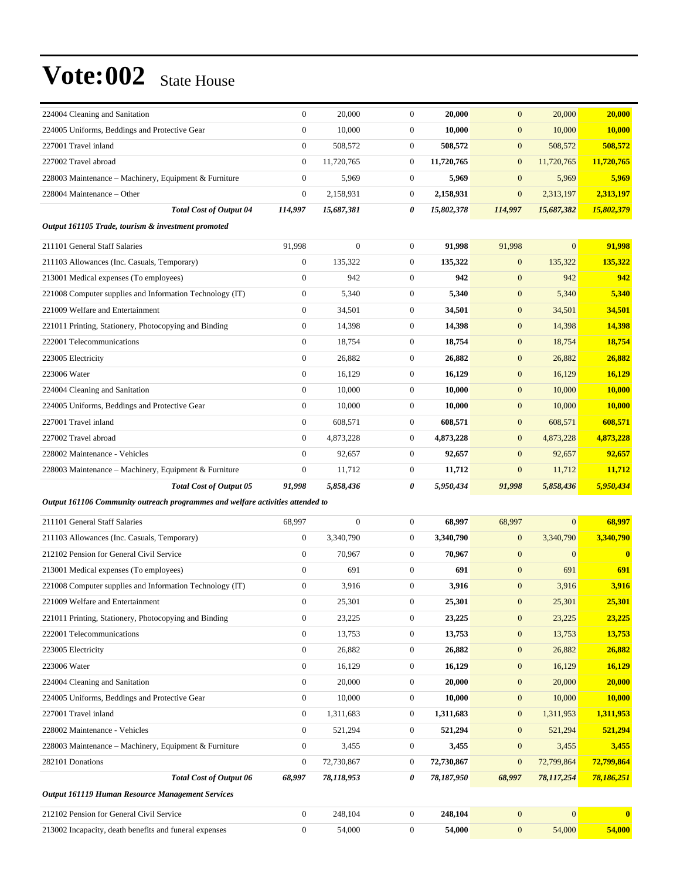# Vote:002 State House

| | | | | | | | |
|---|---|---|---|---|---|---|---|
| 224004 Cleaning and Sanitation | 0 | 20,000 | 0 | **20,000** | 0 | 20,000 | **20,000** |
| 224005 Uniforms, Beddings and Protective Gear | 0 | 10,000 | 0 | **10,000** | 0 | 10,000 | **10,000** |
| 227001 Travel inland | 0 | 508,572 | 0 | **508,572** | 0 | 508,572 | **508,572** |
| 227002 Travel abroad | 0 | 11,720,765 | 0 | **11,720,765** | 0 | 11,720,765 | **11,720,765** |
| 228003 Maintenance – Machinery, Equipment & Furniture | 0 | 5,969 | 0 | **5,969** | 0 | 5,969 | **5,969** |
| 228004 Maintenance – Other | 0 | 2,158,931 | 0 | **2,158,931** | 0 | 2,313,197 | **2,313,197** |
| ***Total Cost of Output 04*** | ***114,997*** | ***15,687,381*** | ***0*** | ***15,802,378*** | ***114,997*** | ***15,687,382*** | ***15,802,379*** |
| ***Output 161105 Trade, tourism & investment promoted*** | | | | | | | |
| 211101 General Staff Salaries | 91,998 | 0 | 0 | **91,998** | 91,998 | 0 | **91,998** |
| 211103 Allowances (Inc. Casuals, Temporary) | 0 | 135,322 | 0 | **135,322** | 0 | 135,322 | **135,322** |
| 213001 Medical expenses (To employees) | 0 | 942 | 0 | **942** | 0 | 942 | **942** |
| 221008 Computer supplies and Information Technology (IT) | 0 | 5,340 | 0 | **5,340** | 0 | 5,340 | **5,340** |
| 221009 Welfare and Entertainment | 0 | 34,501 | 0 | **34,501** | 0 | 34,501 | **34,501** |
| 221011 Printing, Stationery, Photocopying and Binding | 0 | 14,398 | 0 | **14,398** | 0 | 14,398 | **14,398** |
| 222001 Telecommunications | 0 | 18,754 | 0 | **18,754** | 0 | 18,754 | **18,754** |
| 223005 Electricity | 0 | 26,882 | 0 | **26,882** | 0 | 26,882 | **26,882** |
| 223006 Water | 0 | 16,129 | 0 | **16,129** | 0 | 16,129 | **16,129** |
| 224004 Cleaning and Sanitation | 0 | 10,000 | 0 | **10,000** | 0 | 10,000 | **10,000** |
| 224005 Uniforms, Beddings and Protective Gear | 0 | 10,000 | 0 | **10,000** | 0 | 10,000 | **10,000** |
| 227001 Travel inland | 0 | 608,571 | 0 | **608,571** | 0 | 608,571 | **608,571** |
| 227002 Travel abroad | 0 | 4,873,228 | 0 | **4,873,228** | 0 | 4,873,228 | **4,873,228** |
| 228002 Maintenance - Vehicles | 0 | 92,657 | 0 | **92,657** | 0 | 92,657 | **92,657** |
| 228003 Maintenance – Machinery, Equipment & Furniture | 0 | 11,712 | 0 | **11,712** | 0 | 11,712 | **11,712** |
| ***Total Cost of Output 05*** | ***91,998*** | ***5,858,436*** | ***0*** | ***5,950,434*** | ***91,998*** | ***5,858,436*** | ***5,950,434*** |
| ***Output 161106 Community outreach programmes and welfare activities attended to*** | | | | | | | |
| 211101 General Staff Salaries | 68,997 | 0 | 0 | **68,997** | 68,997 | 0 | **68,997** |
| 211103 Allowances (Inc. Casuals, Temporary) | 0 | 3,340,790 | 0 | **3,340,790** | 0 | 3,340,790 | **3,340,790** |
| 212102 Pension for General Civil Service | 0 | 70,967 | 0 | **70,967** | 0 | 0 | **0** |
| 213001 Medical expenses (To employees) | 0 | 691 | 0 | **691** | 0 | 691 | **691** |
| 221008 Computer supplies and Information Technology (IT) | 0 | 3,916 | 0 | **3,916** | 0 | 3,916 | **3,916** |
| 221009 Welfare and Entertainment | 0 | 25,301 | 0 | **25,301** | 0 | 25,301 | **25,301** |
| 221011 Printing, Stationery, Photocopying and Binding | 0 | 23,225 | 0 | **23,225** | 0 | 23,225 | **23,225** |
| 222001 Telecommunications | 0 | 13,753 | 0 | **13,753** | 0 | 13,753 | **13,753** |
| 223005 Electricity | 0 | 26,882 | 0 | **26,882** | 0 | 26,882 | **26,882** |
| 223006 Water | 0 | 16,129 | 0 | **16,129** | 0 | 16,129 | **16,129** |
| 224004 Cleaning and Sanitation | 0 | 20,000 | 0 | **20,000** | 0 | 20,000 | **20,000** |
| 224005 Uniforms, Beddings and Protective Gear | 0 | 10,000 | 0 | **10,000** | 0 | 10,000 | **10,000** |
| 227001 Travel inland | 0 | 1,311,683 | 0 | **1,311,683** | 0 | 1,311,953 | **1,311,953** |
| 228002 Maintenance - Vehicles | 0 | 521,294 | 0 | **521,294** | 0 | 521,294 | **521,294** |
| 228003 Maintenance – Machinery, Equipment & Furniture | 0 | 3,455 | 0 | **3,455** | 0 | 3,455 | **3,455** |
| 282101 Donations | 0 | 72,730,867 | 0 | **72,730,867** | 0 | 72,799,864 | **72,799,864** |
| ***Total Cost of Output 06*** | ***68,997*** | ***78,118,953*** | ***0*** | ***78,187,950*** | ***68,997*** | ***78,117,254*** | ***78,186,251*** |
| ***Output 161119 Human Resource Management Services*** | | | | | | | |
| 212102 Pension for General Civil Service | 0 | 248,104 | 0 | **248,104** | 0 | 0 | **0** |
| 213002 Incapacity, death benefits and funeral expenses | 0 | 54,000 | 0 | **54,000** | 0 | 54,000 | **54,000** |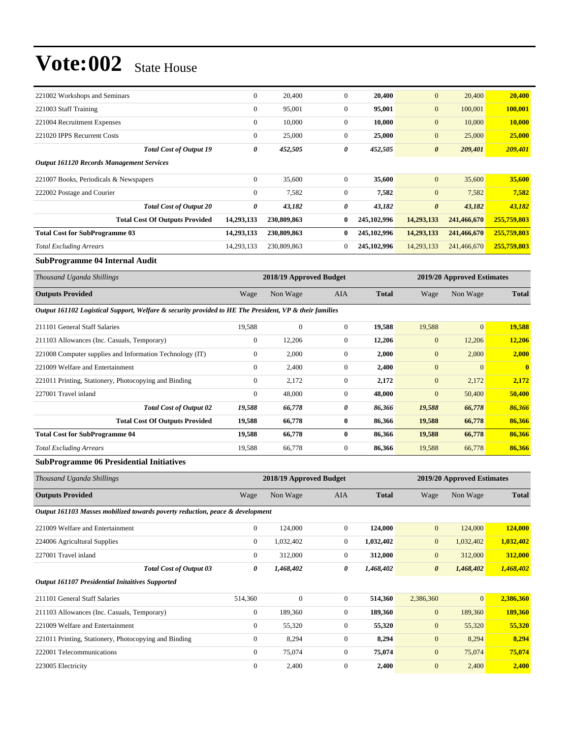# Vote:002 State House

| | | | | | | | |
|---|---|---|---|---|---|---|---|
| 221002 Workshops and Seminars | 0 | 20,400 | 0 | **20,400** | 0 | 20,400 | **20,400** |
| 221003 Staff Training | 0 | 95,001 | 0 | **95,001** | 0 | 100,001 | **100,001** |
| 221004 Recruitment Expenses | 0 | 10,000 | 0 | **10,000** | 0 | 10,000 | **10,000** |
| 221020 IPPS Recurrent Costs | 0 | 25,000 | 0 | **25,000** | 0 | 25,000 | **25,000** |
| ***Total Cost of Output 19*** | ***0*** | ***452,505*** | ***0*** | ***452,505*** | ***0*** | ***209,401*** | ***209,401*** |
| ***Output 161120 Records Management Services*** | | | | | | | |
| 221007 Books, Periodicals & Newspapers | 0 | 35,600 | 0 | **35,600** | 0 | 35,600 | **35,600** |
| 222002 Postage and Courier | 0 | 7,582 | 0 | **7,582** | 0 | 7,582 | **7,582** |
| ***Total Cost of Output 20*** | ***0*** | ***43,182*** | ***0*** | ***43,182*** | ***0*** | ***43,182*** | ***43,182*** |
| **Total Cost Of Outputs Provided** | **14,293,133** | **230,809,863** | **0** | **245,102,996** | **14,293,133** | **241,466,670** | **255,759,803** |
| **Total Cost for SubProgramme 03** | **14,293,133** | **230,809,863** | **0** | **245,102,996** | **14,293,133** | **241,466,670** | **255,759,803** |
| *Total Excluding Arrears* | 14,293,133 | 230,809,863 | 0 | **245,102,996** | 14,293,133 | 241,466,670 | **255,759,803** |

### SubProgramme 04 Internal Audit

| *Thousand Uganda Shillings* | 2018/19 Approved Budget | | | | 2019/20 Approved Estimates | | |
|---|---|---|---|---|---|---|---|
| **Outputs Provided** | Wage | Non Wage | AIA | **Total** | Wage | Non Wage | **Total** |
| ***Output 161102 Logistical Support, Welfare & security provided to HE The President, VP & their families*** | | | | | | | |
| 211101 General Staff Salaries | 19,588 | 0 | 0 | **19,588** | 19,588 | 0 | **19,588** |
| 211103 Allowances (Inc. Casuals, Temporary) | 0 | 12,206 | 0 | **12,206** | 0 | 12,206 | **12,206** |
| 221008 Computer supplies and Information Technology (IT) | 0 | 2,000 | 0 | **2,000** | 0 | 2,000 | **2,000** |
| 221009 Welfare and Entertainment | 0 | 2,400 | 0 | **2,400** | 0 | 0 | **0** |
| 221011 Printing, Stationery, Photocopying and Binding | 0 | 2,172 | 0 | **2,172** | 0 | 2,172 | **2,172** |
| 227001 Travel inland | 0 | 48,000 | 0 | **48,000** | 0 | 50,400 | **50,400** |
| ***Total Cost of Output 02*** | ***19,588*** | ***66,778*** | ***0*** | ***86,366*** | ***19,588*** | ***66,778*** | ***86,366*** |
| **Total Cost Of Outputs Provided** | **19,588** | **66,778** | **0** | **86,366** | **19,588** | **66,778** | **86,366** |
| **Total Cost for SubProgramme 04** | **19,588** | **66,778** | **0** | **86,366** | **19,588** | **66,778** | **86,366** |
| *Total Excluding Arrears* | 19,588 | 66,778 | 0 | **86,366** | 19,588 | 66,778 | **86,366** |

### SubProgramme 06 Presidential Initiatives

| *Thousand Uganda Shillings* | 2018/19 Approved Budget | | | | 2019/20 Approved Estimates | | |
|---|---|---|---|---|---|---|---|
| **Outputs Provided** | Wage | Non Wage | AIA | **Total** | Wage | Non Wage | **Total** |
| ***Output 161103 Masses mobilized towards poverty reduction, peace & development*** | | | | | | | |
| 221009 Welfare and Entertainment | 0 | 124,000 | 0 | **124,000** | 0 | 124,000 | **124,000** |
| 224006 Agricultural Supplies | 0 | 1,032,402 | 0 | **1,032,402** | 0 | 1,032,402 | **1,032,402** |
| 227001 Travel inland | 0 | 312,000 | 0 | **312,000** | 0 | 312,000 | **312,000** |
| ***Total Cost of Output 03*** | ***0*** | ***1,468,402*** | ***0*** | ***1,468,402*** | ***0*** | ***1,468,402*** | ***1,468,402*** |
| ***Output 161107 Presidential Initaitives Supported*** | | | | | | | |
| 211101 General Staff Salaries | 514,360 | 0 | 0 | **514,360** | 2,386,360 | 0 | **2,386,360** |
| 211103 Allowances (Inc. Casuals, Temporary) | 0 | 189,360 | 0 | **189,360** | 0 | 189,360 | **189,360** |
| 221009 Welfare and Entertainment | 0 | 55,320 | 0 | **55,320** | 0 | 55,320 | **55,320** |
| 221011 Printing, Stationery, Photocopying and Binding | 0 | 8,294 | 0 | **8,294** | 0 | 8,294 | **8,294** |
| 222001 Telecommunications | 0 | 75,074 | 0 | **75,074** | 0 | 75,074 | **75,074** |
| 223005 Electricity | 0 | 2,400 | 0 | **2,400** | 0 | 2,400 | **2,400** |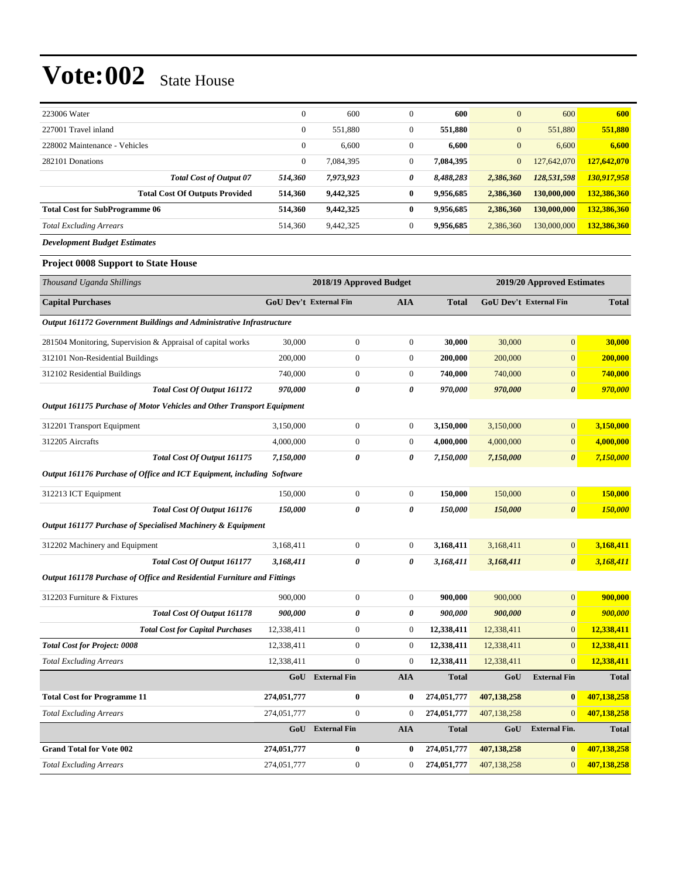# Vote:002 State House

| | | | | | | | |
|---|---|---|---|---|---|---|---|
| 223006 Water | 0 | 600 | 0 | **600** | 0 | 600 | **600** |
| 227001 Travel inland | 0 | 551,880 | 0 | **551,880** | 0 | 551,880 | **551,880** |
| 228002 Maintenance - Vehicles | 0 | 6,600 | 0 | **6,600** | 0 | 6,600 | **6,600** |
| 282101 Donations | 0 | 7,084,395 | 0 | **7,084,395** | 0 | 127,642,070 | **127,642,070** |
| ***Total Cost of Output 07*** | ***514,360*** | ***7,973,923*** | ***0*** | ***8,488,283*** | ***2,386,360*** | ***128,531,598*** | ***130,917,958*** |
| **Total Cost Of Outputs Provided** | **514,360** | **9,442,325** | **0** | **9,956,685** | **2,386,360** | **130,000,000** | **132,386,360** |
| **Total Cost for SubProgramme 06** | **514,360** | **9,442,325** | **0** | **9,956,685** | **2,386,360** | **130,000,000** | **132,386,360** |
| *Total Excluding Arrears* | 514,360 | 9,442,325 | 0 | **9,956,685** | 2,386,360 | 130,000,000 | **132,386,360** |

***Development Budget Estimates***

**Project 0008 Support to State House**

| *Thousand Uganda Shillings* | 2018/19 Approved Budget | | | | 2019/20 Approved Estimates | | |
|---|---|---|---|---|---|---|---|
| **Capital Purchases** | **GoU Dev't** | **External Fin** | **AIA** | **Total** | **GoU Dev't** | **External Fin** | **Total** |
| ***Output 161172 Government Buildings and Administrative Infrastructure*** | | | | | | | |
| 281504 Monitoring, Supervision & Appraisal of capital works | 30,000 | 0 | 0 | **30,000** | 30,000 | 0 | **30,000** |
| 312101 Non-Residential Buildings | 200,000 | 0 | 0 | **200,000** | 200,000 | 0 | **200,000** |
| 312102 Residential Buildings | 740,000 | 0 | 0 | **740,000** | 740,000 | 0 | **740,000** |
| ***Total Cost Of Output 161172*** | ***970,000*** | ***0*** | ***0*** | ***970,000*** | ***970,000*** | ***0*** | ***970,000*** |
| ***Output 161175 Purchase of Motor Vehicles and Other Transport Equipment*** | | | | | | | |
| 312201 Transport Equipment | 3,150,000 | 0 | 0 | **3,150,000** | 3,150,000 | 0 | **3,150,000** |
| 312205 Aircrafts | 4,000,000 | 0 | 0 | **4,000,000** | 4,000,000 | 0 | **4,000,000** |
| ***Total Cost Of Output 161175*** | ***7,150,000*** | ***0*** | ***0*** | ***7,150,000*** | ***7,150,000*** | ***0*** | ***7,150,000*** |
| ***Output 161176 Purchase of Office and ICT Equipment, including Software*** | | | | | | | |
| 312213 ICT Equipment | 150,000 | 0 | 0 | **150,000** | 150,000 | 0 | **150,000** |
| ***Total Cost Of Output 161176*** | ***150,000*** | ***0*** | ***0*** | ***150,000*** | ***150,000*** | ***0*** | ***150,000*** |
| ***Output 161177 Purchase of Specialised Machinery & Equipment*** | | | | | | | |
| 312202 Machinery and Equipment | 3,168,411 | 0 | 0 | **3,168,411** | 3,168,411 | 0 | **3,168,411** |
| ***Total Cost Of Output 161177*** | ***3,168,411*** | ***0*** | ***0*** | ***3,168,411*** | ***3,168,411*** | ***0*** | ***3,168,411*** |
| ***Output 161178 Purchase of Office and Residential Furniture and Fittings*** | | | | | | | |
| 312203 Furniture & Fixtures | 900,000 | 0 | 0 | **900,000** | 900,000 | 0 | **900,000** |
| ***Total Cost Of Output 161178*** | ***900,000*** | ***0*** | ***0*** | ***900,000*** | ***900,000*** | ***0*** | ***900,000*** |
| ***Total Cost for Capital Purchases*** | 12,338,411 | 0 | 0 | **12,338,411** | 12,338,411 | 0 | **12,338,411** |
| ***Total Cost for Project: 0008*** | 12,338,411 | 0 | 0 | **12,338,411** | 12,338,411 | 0 | **12,338,411** |
| *Total Excluding Arrears* | 12,338,411 | 0 | 0 | **12,338,411** | 12,338,411 | 0 | **12,338,411** |
| | **GoU** | **External Fin** | **AIA** | **Total** | **GoU** | **External Fin** | **Total** |
| **Total Cost for Programme 11** | **274,051,777** | **0** | **0** | **274,051,777** | **407,138,258** | **0** | **407,138,258** |
| *Total Excluding Arrears* | 274,051,777 | 0 | 0 | **274,051,777** | 407,138,258 | 0 | **407,138,258** |
| | **GoU** | **External Fin** | **AIA** | **Total** | **GoU** | **External Fin.** | **Total** |
| **Grand Total for Vote 002** | **274,051,777** | **0** | **0** | **274,051,777** | **407,138,258** | **0** | **407,138,258** |
| *Total Excluding Arrears* | 274,051,777 | 0 | 0 | **274,051,777** | 407,138,258 | 0 | **407,138,258** |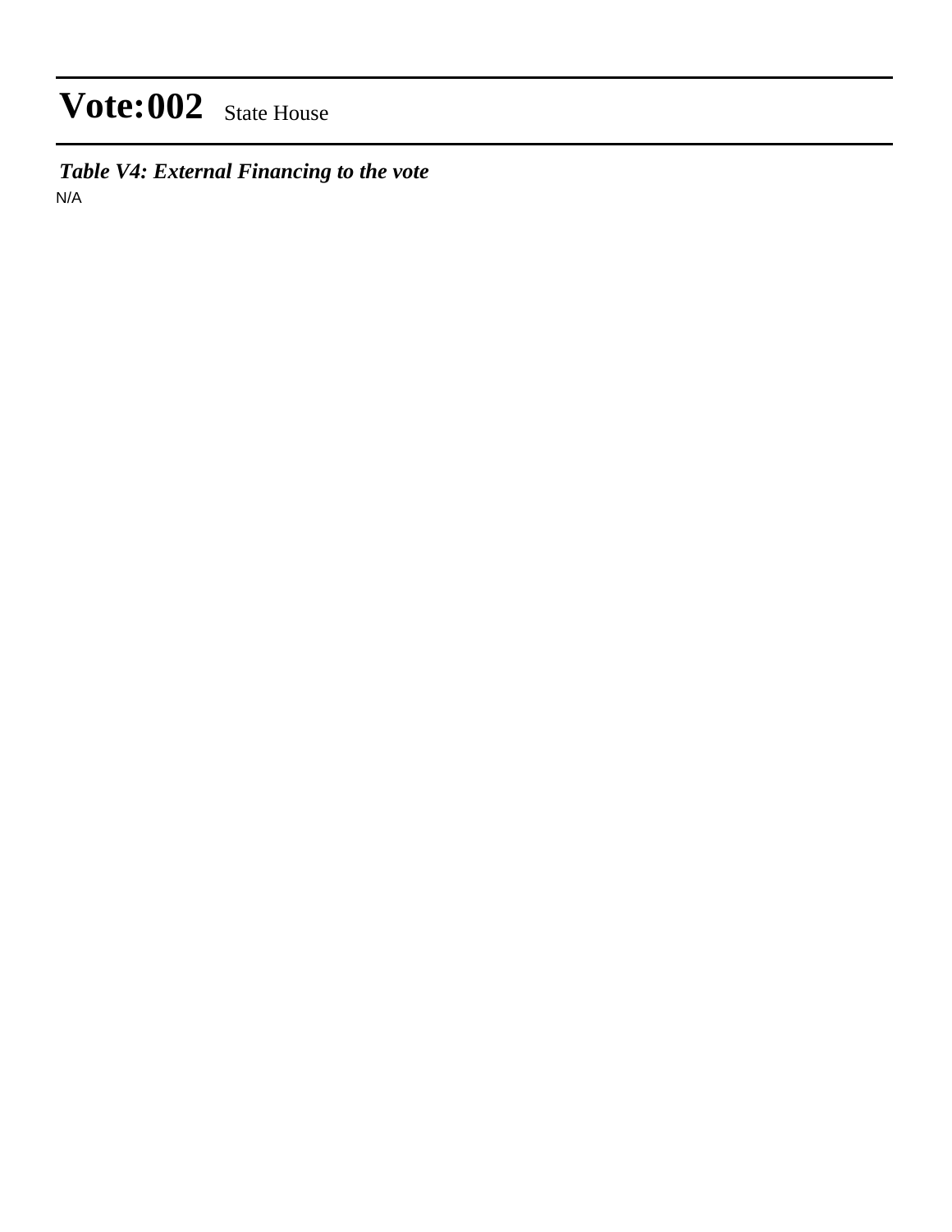# Vote:002 State House

***Table V4: External Financing to the vote***

N/A